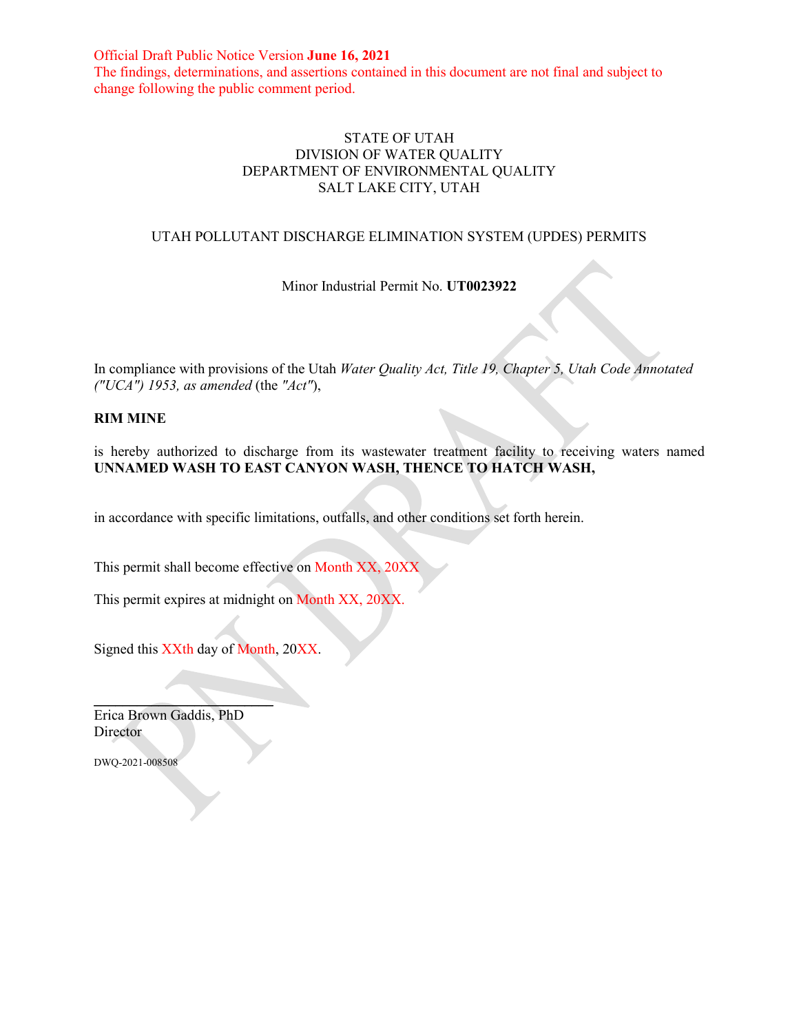Official Draft Public Notice Version **June 16, 2021**
The findings, determinations, and assertions contained in this document are not final and subject to change following the public comment period.

STATE OF UTAH
DIVISION OF WATER QUALITY
DEPARTMENT OF ENVIRONMENTAL QUALITY
SALT LAKE CITY, UTAH

UTAH POLLUTANT DISCHARGE ELIMINATION SYSTEM (UPDES) PERMITS

Minor Industrial Permit No. **UT0023922**

In compliance with provisions of the Utah *Water Quality Act, Title 19, Chapter 5, Utah Code Annotated ("UCA") 1953, as amended* (the *"Act"*),

**RIM MINE**

is hereby authorized to discharge from its wastewater treatment facility to receiving waters named **UNNAMED WASH TO EAST CANYON WASH, THENCE TO HATCH WASH,**

in accordance with specific limitations, outfalls, and other conditions set forth herein.

This permit shall become effective on Month XX, 20XX

This permit expires at midnight on Month XX, 20XX.

Signed this XXth day of Month, 20XX.

\_\_\_\_\_\_\_\_\_\_\_\_\_\_\_\_\_\_\_\_\_\_\_\_\_\_\_\_
Erica Brown Gaddis, PhD
Director

DWQ-2021-008508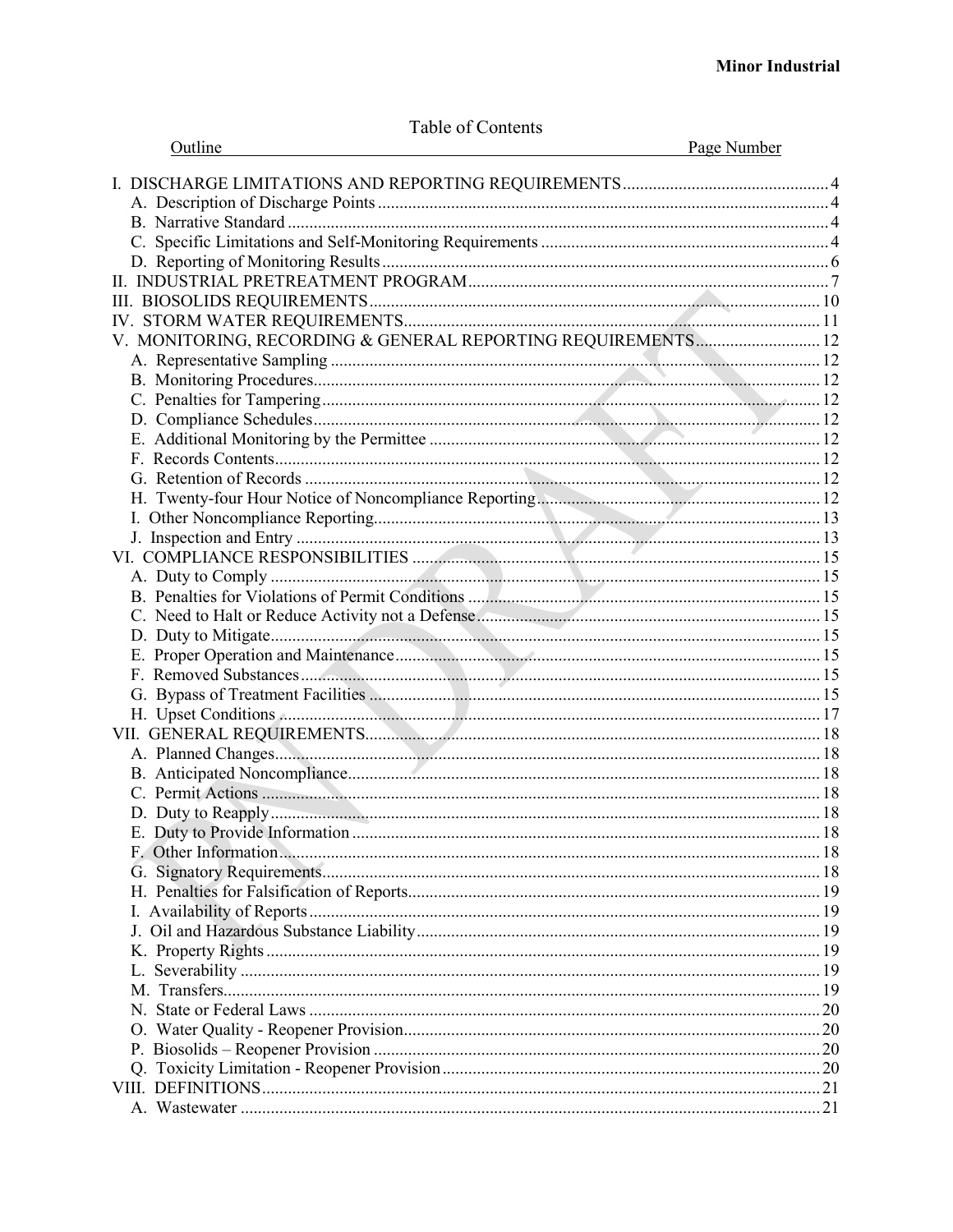Table of Contents

| Outline | Page Number |
| --- | --- |
| I. DISCHARGE LIMITATIONS AND REPORTING REQUIREMENTS | 4 |
| A. Description of Discharge Points | 4 |
| B. Narrative Standard | 4 |
| C. Specific Limitations and Self-Monitoring Requirements | 4 |
| D. Reporting of Monitoring Results | 6 |
| II. INDUSTRIAL PRETREATMENT PROGRAM | 7 |
| III. BIOSOLIDS REQUIREMENTS | 10 |
| IV. STORM WATER REQUIREMENTS | 11 |
| V. MONITORING, RECORDING & GENERAL REPORTING REQUIREMENTS | 12 |
| A. Representative Sampling | 12 |
| B. Monitoring Procedures | 12 |
| C. Penalties for Tampering | 12 |
| D. Compliance Schedules | 12 |
| E. Additional Monitoring by the Permittee | 12 |
| F. Records Contents | 12 |
| G. Retention of Records | 12 |
| H. Twenty-four Hour Notice of Noncompliance Reporting | 12 |
| I. Other Noncompliance Reporting | 13 |
| J. Inspection and Entry | 13 |
| VI. COMPLIANCE RESPONSIBILITIES | 15 |
| A. Duty to Comply | 15 |
| B. Penalties for Violations of Permit Conditions | 15 |
| C. Need to Halt or Reduce Activity not a Defense | 15 |
| D. Duty to Mitigate | 15 |
| E. Proper Operation and Maintenance | 15 |
| F. Removed Substances | 15 |
| G. Bypass of Treatment Facilities | 15 |
| H. Upset Conditions | 17 |
| VII. GENERAL REQUIREMENTS | 18 |
| A. Planned Changes | 18 |
| B. Anticipated Noncompliance | 18 |
| C. Permit Actions | 18 |
| D. Duty to Reapply | 18 |
| E. Duty to Provide Information | 18 |
| F. Other Information | 18 |
| G. Signatory Requirements | 18 |
| H. Penalties for Falsification of Reports | 19 |
| I. Availability of Reports | 19 |
| J. Oil and Hazardous Substance Liability | 19 |
| K. Property Rights | 19 |
| L. Severability | 19 |
| M. Transfers | 19 |
| N. State or Federal Laws | 20 |
| O. Water Quality - Reopener Provision | 20 |
| P. Biosolids – Reopener Provision | 20 |
| Q. Toxicity Limitation - Reopener Provision | 20 |
| VIII. DEFINITIONS | 21 |
| A. Wastewater | 21 |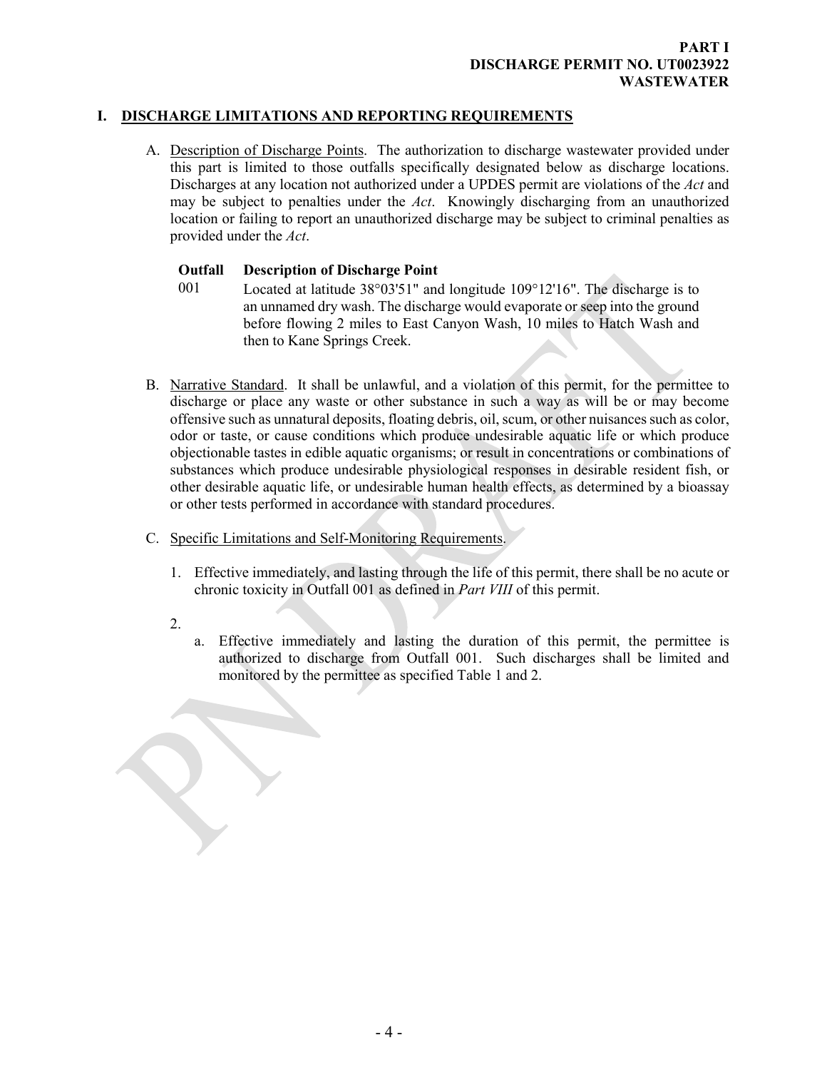**PART I**
**DISCHARGE PERMIT NO. UT0023922**
**WASTEWATER**

## I. DISCHARGE LIMITATIONS AND REPORTING REQUIREMENTS

A. Description of Discharge Points. The authorization to discharge wastewater provided under this part is limited to those outfalls specifically designated below as discharge locations. Discharges at any location not authorized under a UPDES permit are violations of the *Act* and may be subject to penalties under the *Act*. Knowingly discharging from an unauthorized location or failing to report an unauthorized discharge may be subject to criminal penalties as provided under the *Act*.

| **Outfall** | **Description of Discharge Point** |
|---|---|
| 001 | Located at latitude 38°03'51" and longitude 109°12'16". The discharge is to an unnamed dry wash. The discharge would evaporate or seep into the ground before flowing 2 miles to East Canyon Wash, 10 miles to Hatch Wash and then to Kane Springs Creek. |

B. Narrative Standard. It shall be unlawful, and a violation of this permit, for the permittee to discharge or place any waste or other substance in such a way as will be or may become offensive such as unnatural deposits, floating debris, oil, scum, or other nuisances such as color, odor or taste, or cause conditions which produce undesirable aquatic life or which produce objectionable tastes in edible aquatic organisms; or result in concentrations or combinations of substances which produce undesirable physiological responses in desirable resident fish, or other desirable aquatic life, or undesirable human health effects, as determined by a bioassay or other tests performed in accordance with standard procedures.

C. Specific Limitations and Self-Monitoring Requirements.

1. Effective immediately, and lasting through the life of this permit, there shall be no acute or chronic toxicity in Outfall 001 as defined in *Part VIII* of this permit.

2.
   a. Effective immediately and lasting the duration of this permit, the permittee is authorized to discharge from Outfall 001. Such discharges shall be limited and monitored by the permittee as specified Table 1 and 2.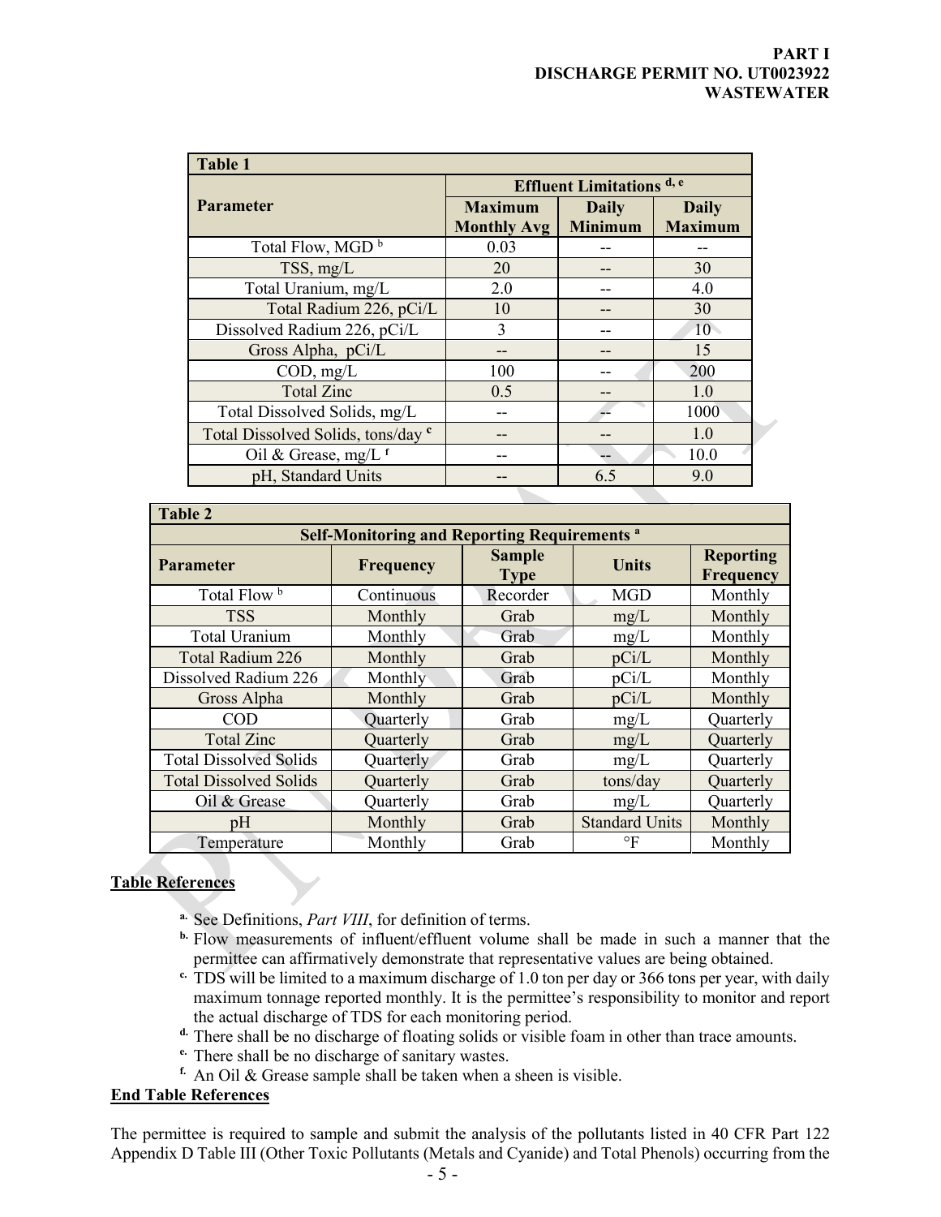| Table 1 | | | |
|---|---|---|---|
| Parameter | Effluent Limitations [d, e] | | |
| | Maximum Monthly Avg | Daily Minimum | Daily Maximum |
| Total Flow, MGD [b] | 0.03 | -- | -- |
| TSS, mg/L | 20 | -- | 30 |
| Total Uranium, mg/L | 2.0 | -- | 4.0 |
| Total Radium 226, pCi/L | 10 | -- | 30 |
| Dissolved Radium 226, pCi/L | 3 | -- | 10 |
| Gross Alpha, pCi/L | -- | -- | 15 |
| COD, mg/L | 100 | -- | 200 |
| Total Zinc | 0.5 | -- | 1.0 |
| Total Dissolved Solids, mg/L | -- | -- | 1000 |
| Total Dissolved Solids, tons/day [c] | -- | -- | 1.0 |
| Oil & Grease, mg/L [f] | -- | -- | 10.0 |
| pH, Standard Units | -- | 6.5 | 9.0 |

| Table 2 | | | | |
|---|---|---|---|---|
| Self-Monitoring and Reporting Requirements [a] | | | | |
| Parameter | Frequency | Sample Type | Units | Reporting Frequency |
| Total Flow [b] | Continuous | Recorder | MGD | Monthly |
| TSS | Monthly | Grab | mg/L | Monthly |
| Total Uranium | Monthly | Grab | mg/L | Monthly |
| Total Radium 226 | Monthly | Grab | pCi/L | Monthly |
| Dissolved Radium 226 | Monthly | Grab | pCi/L | Monthly |
| Gross Alpha | Monthly | Grab | pCi/L | Monthly |
| COD | Quarterly | Grab | mg/L | Quarterly |
| Total Zinc | Quarterly | Grab | mg/L | Quarterly |
| Total Dissolved Solids | Quarterly | Grab | mg/L | Quarterly |
| Total Dissolved Solids | Quarterly | Grab | tons/day | Quarterly |
| Oil & Grease | Quarterly | Grab | mg/L | Quarterly |
| pH | Monthly | Grab | Standard Units | Monthly |
| Temperature | Monthly | Grab | °F | Monthly |

**Table References**

- a. See Definitions, *Part VIII*, for definition of terms.
- b. Flow measurements of influent/effluent volume shall be made in such a manner that the permittee can affirmatively demonstrate that representative values are being obtained.
- c. TDS will be limited to a maximum discharge of 1.0 ton per day or 366 tons per year, with daily maximum tonnage reported monthly. It is the permittee's responsibility to monitor and report the actual discharge of TDS for each monitoring period.
- d. There shall be no discharge of floating solids or visible foam in other than trace amounts.
- e. There shall be no discharge of sanitary wastes.
- f. An Oil & Grease sample shall be taken when a sheen is visible.

**End Table References**

The permittee is required to sample and submit the analysis of the pollutants listed in 40 CFR Part 122 Appendix D Table III (Other Toxic Pollutants (Metals and Cyanide) and Total Phenols) occurring from the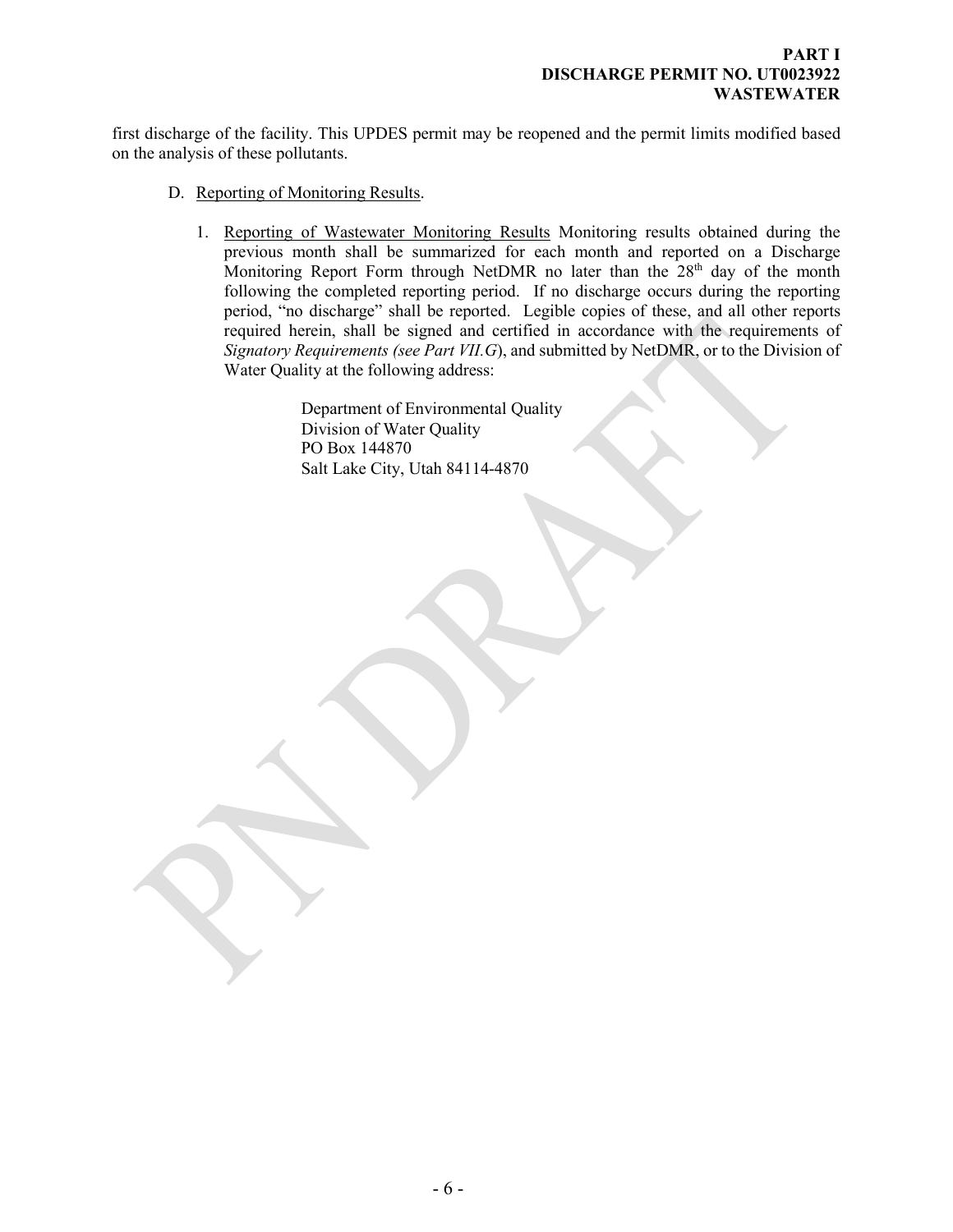first discharge of the facility. This UPDES permit may be reopened and the permit limits modified based on the analysis of these pollutants.

D. Reporting of Monitoring Results.

1. Reporting of Wastewater Monitoring Results Monitoring results obtained during the previous month shall be summarized for each month and reported on a Discharge Monitoring Report Form through NetDMR no later than the 28th day of the month following the completed reporting period. If no discharge occurs during the reporting period, "no discharge" shall be reported. Legible copies of these, and all other reports required herein, shall be signed and certified in accordance with the requirements of *Signatory Requirements (see Part VII.G)*, and submitted by NetDMR, or to the Division of Water Quality at the following address:

   Department of Environmental Quality
   Division of Water Quality
   PO Box 144870
   Salt Lake City, Utah 84114-4870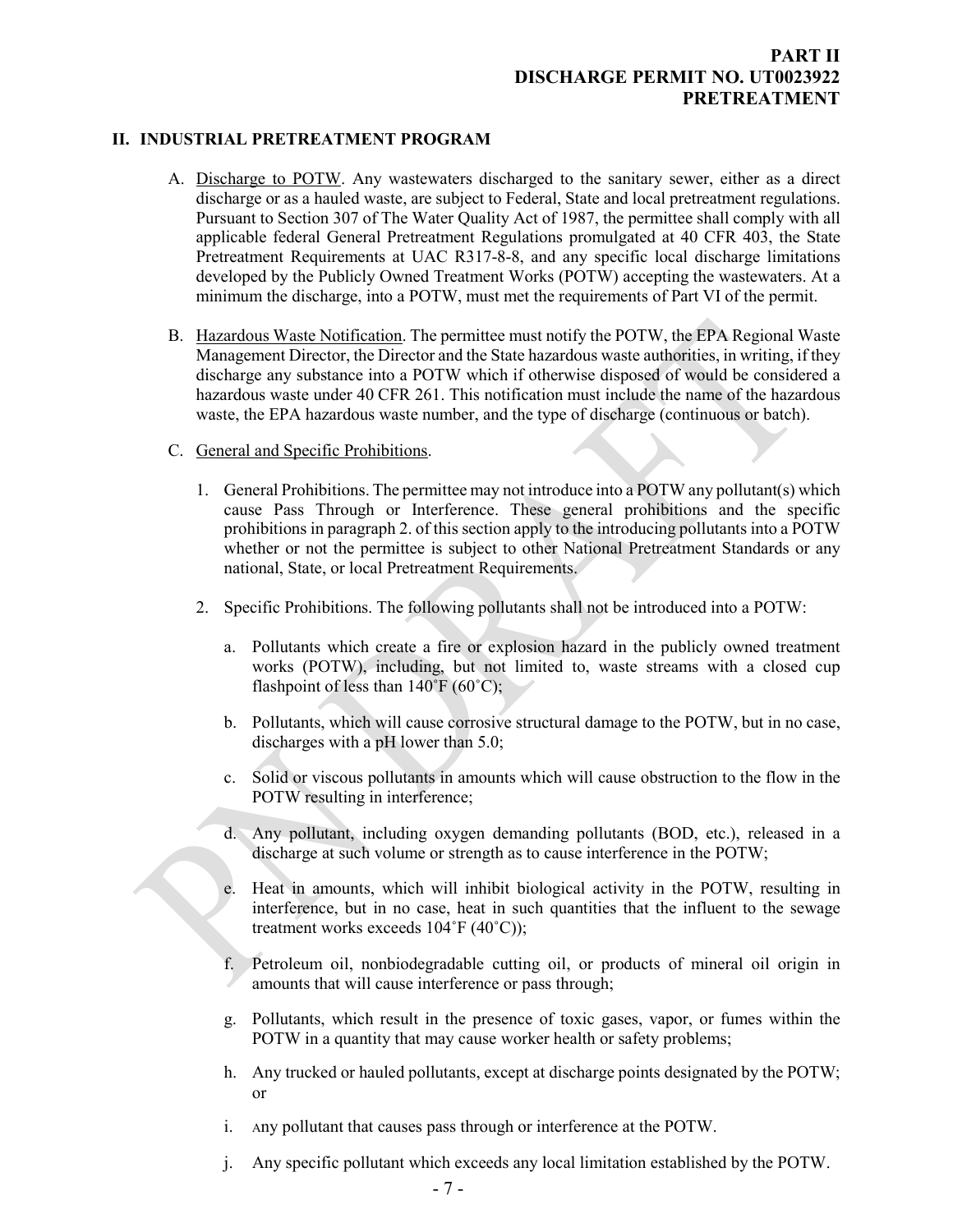**PART II**
**DISCHARGE PERMIT NO. UT0023922**
**PRETREATMENT**

## II. INDUSTRIAL PRETREATMENT PROGRAM

A. Discharge to POTW. Any wastewaters discharged to the sanitary sewer, either as a direct discharge or as a hauled waste, are subject to Federal, State and local pretreatment regulations. Pursuant to Section 307 of The Water Quality Act of 1987, the permittee shall comply with all applicable federal General Pretreatment Regulations promulgated at 40 CFR 403, the State Pretreatment Requirements at UAC R317-8-8, and any specific local discharge limitations developed by the Publicly Owned Treatment Works (POTW) accepting the wastewaters. At a minimum the discharge, into a POTW, must met the requirements of Part VI of the permit.

B. Hazardous Waste Notification. The permittee must notify the POTW, the EPA Regional Waste Management Director, the Director and the State hazardous waste authorities, in writing, if they discharge any substance into a POTW which if otherwise disposed of would be considered a hazardous waste under 40 CFR 261. This notification must include the name of the hazardous waste, the EPA hazardous waste number, and the type of discharge (continuous or batch).

C. General and Specific Prohibitions.

1. General Prohibitions. The permittee may not introduce into a POTW any pollutant(s) which cause Pass Through or Interference. These general prohibitions and the specific prohibitions in paragraph 2. of this section apply to the introducing pollutants into a POTW whether or not the permittee is subject to other National Pretreatment Standards or any national, State, or local Pretreatment Requirements.

2. Specific Prohibitions. The following pollutants shall not be introduced into a POTW:

   a. Pollutants which create a fire or explosion hazard in the publicly owned treatment works (POTW), including, but not limited to, waste streams with a closed cup flashpoint of less than 140˚F (60˚C);

   b. Pollutants, which will cause corrosive structural damage to the POTW, but in no case, discharges with a pH lower than 5.0;

   c. Solid or viscous pollutants in amounts which will cause obstruction to the flow in the POTW resulting in interference;

   d. Any pollutant, including oxygen demanding pollutants (BOD, etc.), released in a discharge at such volume or strength as to cause interference in the POTW;

   e. Heat in amounts, which will inhibit biological activity in the POTW, resulting in interference, but in no case, heat in such quantities that the influent to the sewage treatment works exceeds 104˚F (40˚C));

   f. Petroleum oil, nonbiodegradable cutting oil, or products of mineral oil origin in amounts that will cause interference or pass through;

   g. Pollutants, which result in the presence of toxic gases, vapor, or fumes within the POTW in a quantity that may cause worker health or safety problems;

   h. Any trucked or hauled pollutants, except at discharge points designated by the POTW; or

   i. Any pollutant that causes pass through or interference at the POTW.

   j. Any specific pollutant which exceeds any local limitation established by the POTW.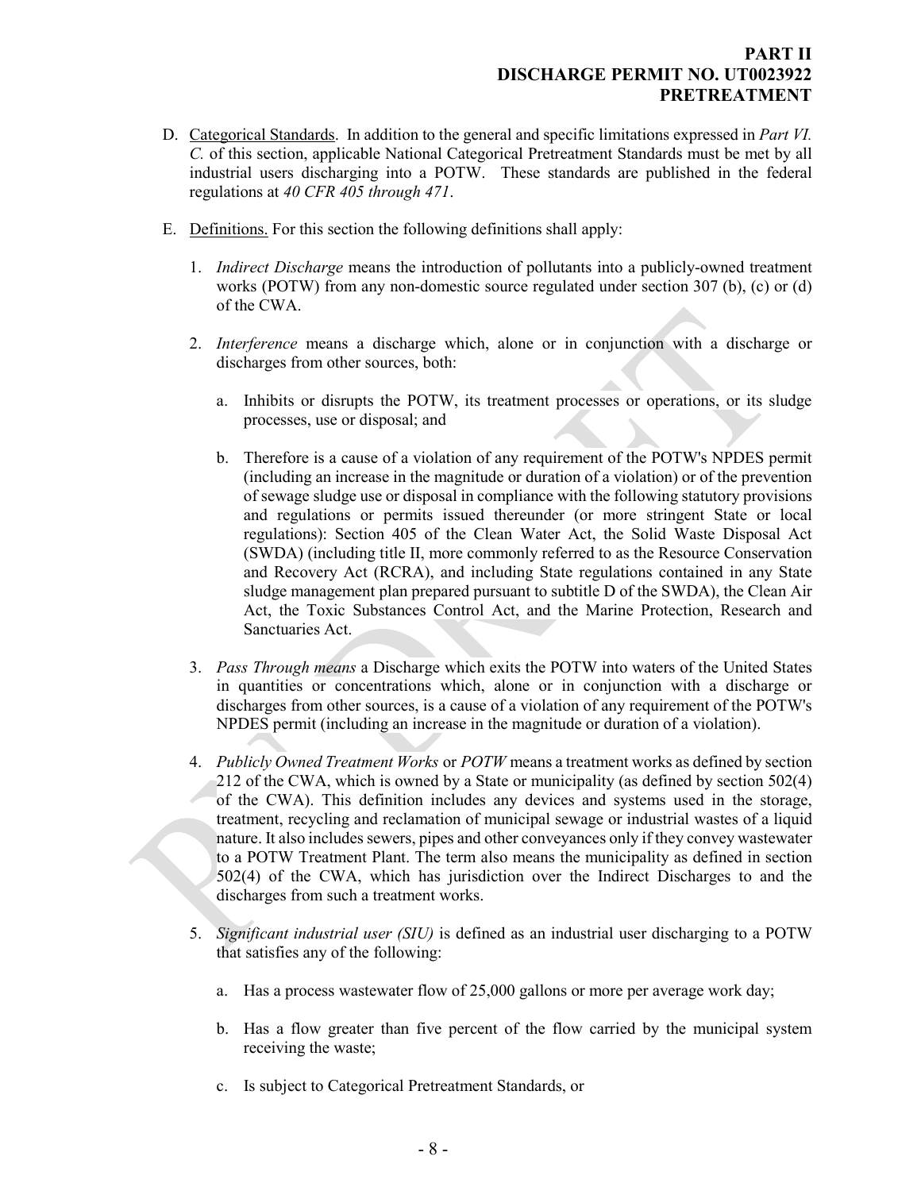D. Categorical Standards. In addition to the general and specific limitations expressed in *Part VI. C.* of this section, applicable National Categorical Pretreatment Standards must be met by all industrial users discharging into a POTW. These standards are published in the federal regulations at *40 CFR 405 through 471*.

E. Definitions. For this section the following definitions shall apply:

1. *Indirect Discharge* means the introduction of pollutants into a publicly-owned treatment works (POTW) from any non-domestic source regulated under section 307 (b), (c) or (d) of the CWA.

2. *Interference* means a discharge which, alone or in conjunction with a discharge or discharges from other sources, both:

   a. Inhibits or disrupts the POTW, its treatment processes or operations, or its sludge processes, use or disposal; and

   b. Therefore is a cause of a violation of any requirement of the POTW's NPDES permit (including an increase in the magnitude or duration of a violation) or of the prevention of sewage sludge use or disposal in compliance with the following statutory provisions and regulations or permits issued thereunder (or more stringent State or local regulations): Section 405 of the Clean Water Act, the Solid Waste Disposal Act (SWDA) (including title II, more commonly referred to as the Resource Conservation and Recovery Act (RCRA), and including State regulations contained in any State sludge management plan prepared pursuant to subtitle D of the SWDA), the Clean Air Act, the Toxic Substances Control Act, and the Marine Protection, Research and Sanctuaries Act.

3. *Pass Through means* a Discharge which exits the POTW into waters of the United States in quantities or concentrations which, alone or in conjunction with a discharge or discharges from other sources, is a cause of a violation of any requirement of the POTW's NPDES permit (including an increase in the magnitude or duration of a violation).

4. *Publicly Owned Treatment Works* or *POTW* means a treatment works as defined by section 212 of the CWA, which is owned by a State or municipality (as defined by section 502(4) of the CWA). This definition includes any devices and systems used in the storage, treatment, recycling and reclamation of municipal sewage or industrial wastes of a liquid nature. It also includes sewers, pipes and other conveyances only if they convey wastewater to a POTW Treatment Plant. The term also means the municipality as defined in section 502(4) of the CWA, which has jurisdiction over the Indirect Discharges to and the discharges from such a treatment works.

5. *Significant industrial user (SIU)* is defined as an industrial user discharging to a POTW that satisfies any of the following:

   a. Has a process wastewater flow of 25,000 gallons or more per average work day;

   b. Has a flow greater than five percent of the flow carried by the municipal system receiving the waste;

   c. Is subject to Categorical Pretreatment Standards, or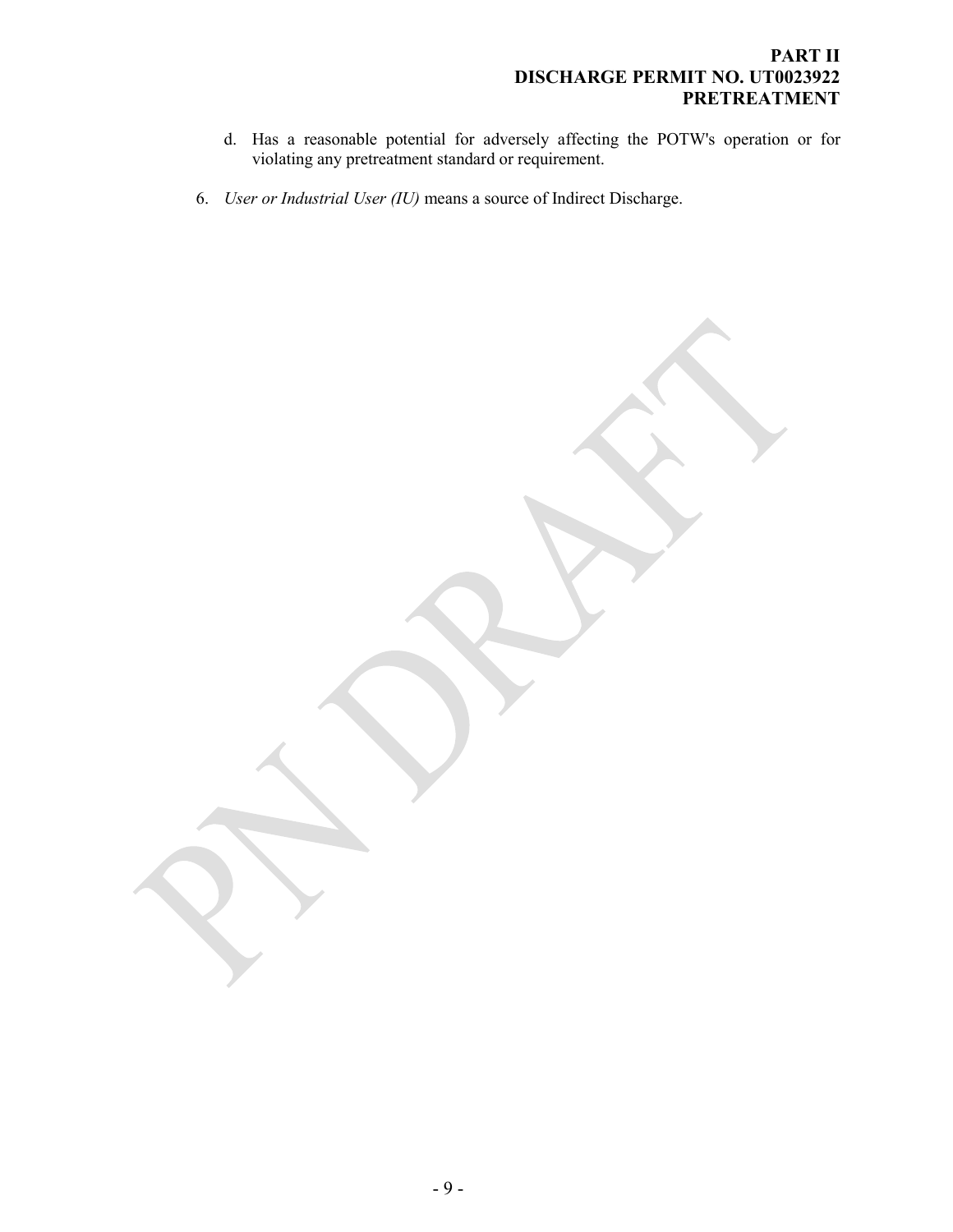d. Has a reasonable potential for adversely affecting the POTW's operation or for violating any pretreatment standard or requirement.

6. *User or Industrial User (IU)* means a source of Indirect Discharge.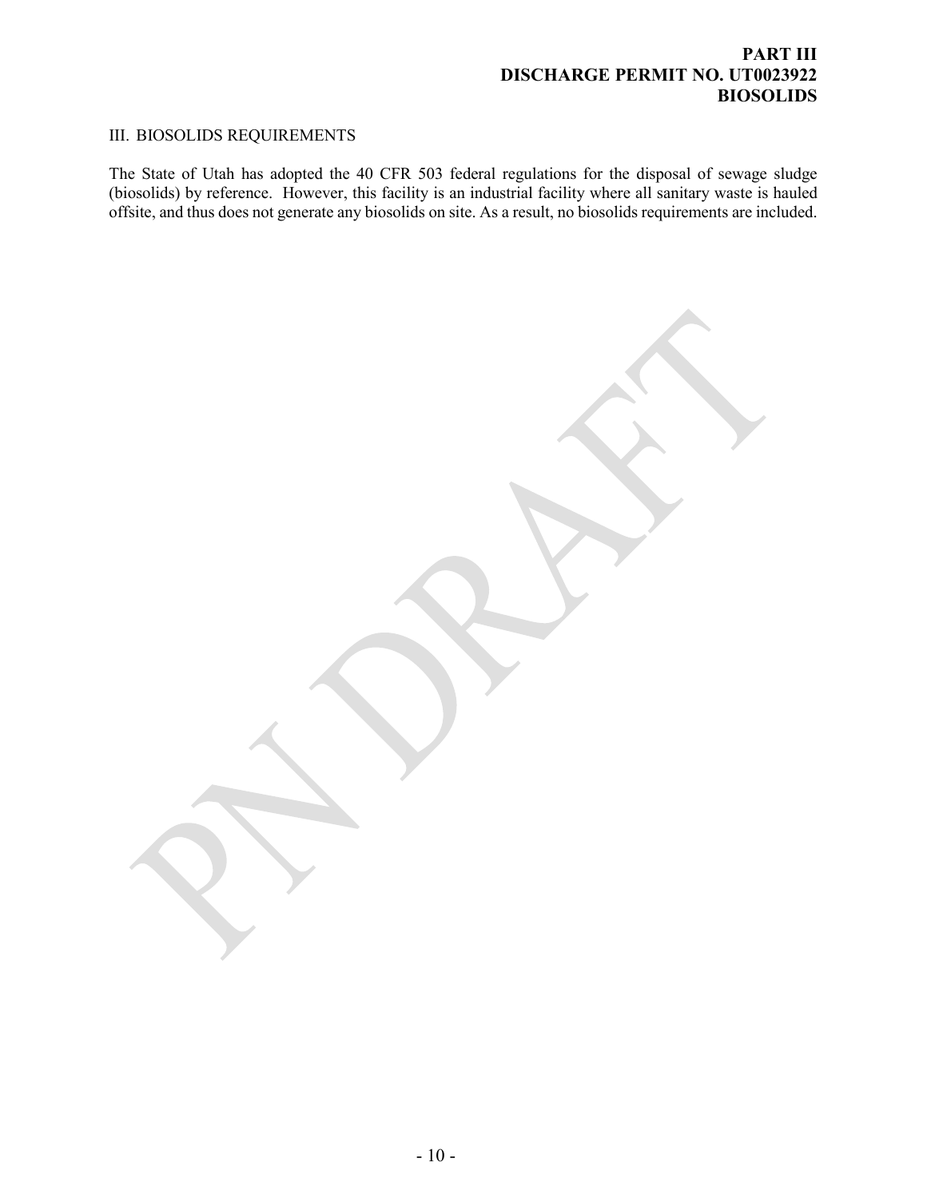## III. BIOSOLIDS REQUIREMENTS

The State of Utah has adopted the 40 CFR 503 federal regulations for the disposal of sewage sludge (biosolids) by reference. However, this facility is an industrial facility where all sanitary waste is hauled offsite, and thus does not generate any biosolids on site. As a result, no biosolids requirements are included.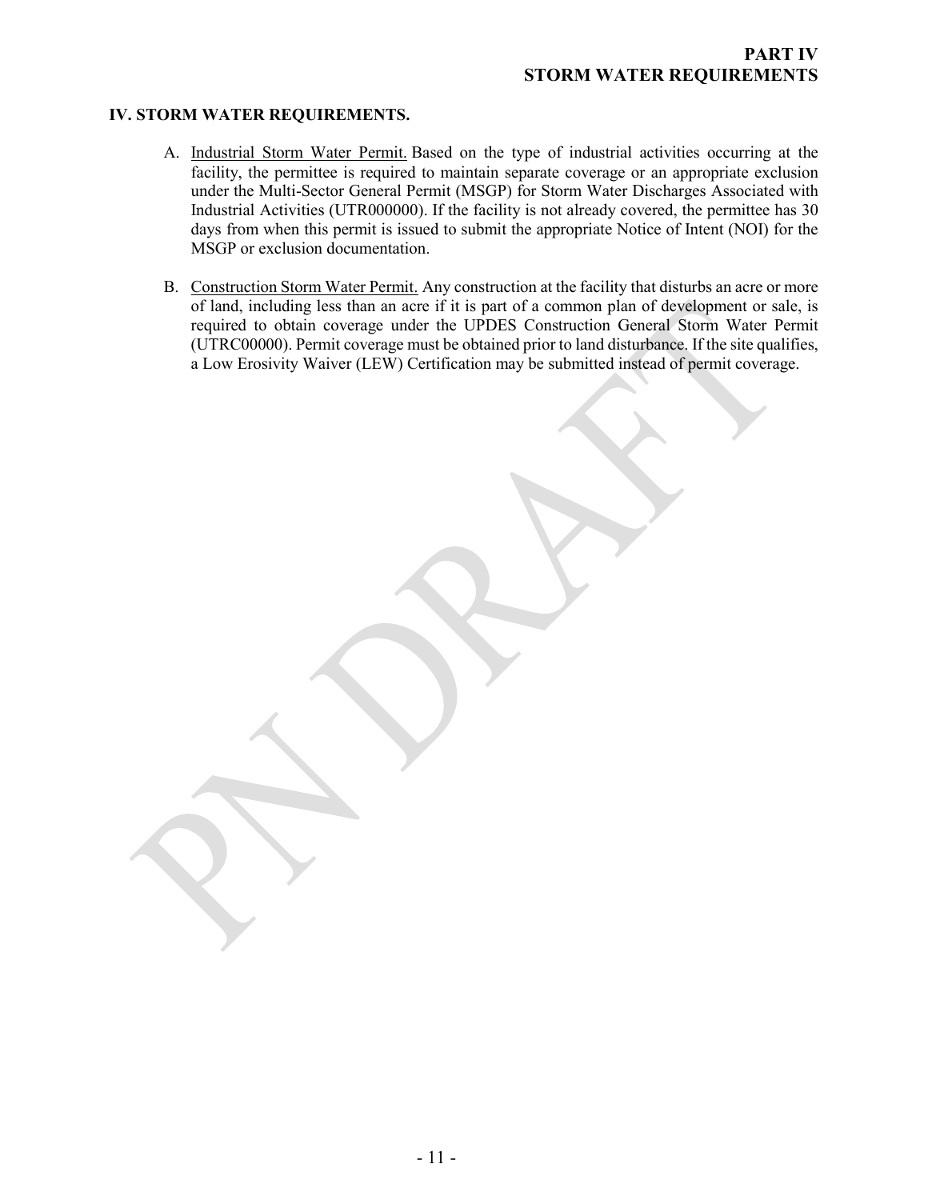## IV. STORM WATER REQUIREMENTS.

A. Industrial Storm Water Permit. Based on the type of industrial activities occurring at the facility, the permittee is required to maintain separate coverage or an appropriate exclusion under the Multi-Sector General Permit (MSGP) for Storm Water Discharges Associated with Industrial Activities (UTR000000). If the facility is not already covered, the permittee has 30 days from when this permit is issued to submit the appropriate Notice of Intent (NOI) for the MSGP or exclusion documentation.

B. Construction Storm Water Permit. Any construction at the facility that disturbs an acre or more of land, including less than an acre if it is part of a common plan of development or sale, is required to obtain coverage under the UPDES Construction General Storm Water Permit (UTRC00000). Permit coverage must be obtained prior to land disturbance. If the site qualifies, a Low Erosivity Waiver (LEW) Certification may be submitted instead of permit coverage.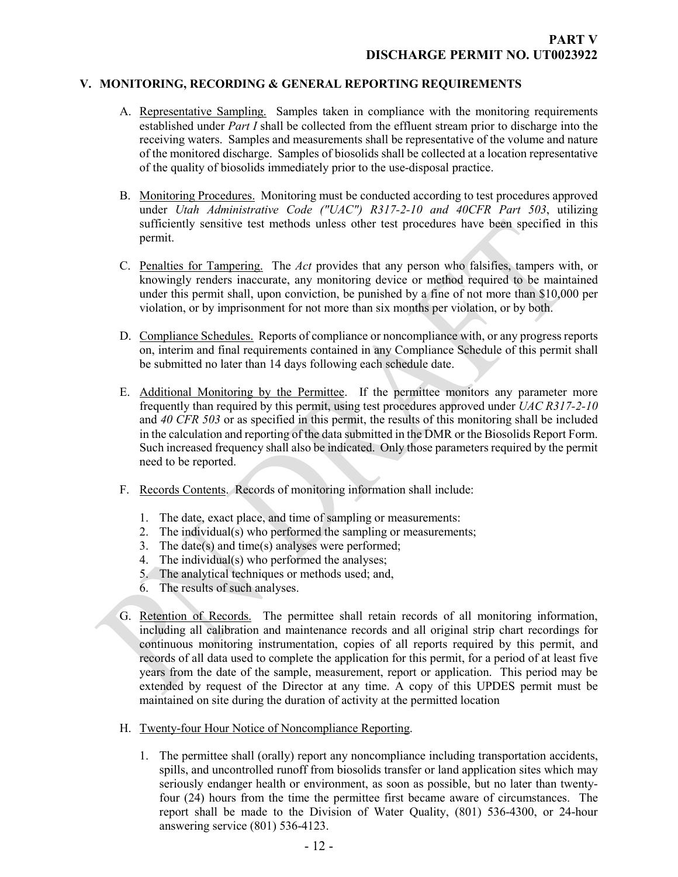**PART V**
**DISCHARGE PERMIT NO. UT0023922**

## V. MONITORING, RECORDING & GENERAL REPORTING REQUIREMENTS

A. Representative Sampling. Samples taken in compliance with the monitoring requirements established under *Part I* shall be collected from the effluent stream prior to discharge into the receiving waters. Samples and measurements shall be representative of the volume and nature of the monitored discharge. Samples of biosolids shall be collected at a location representative of the quality of biosolids immediately prior to the use-disposal practice.

B. Monitoring Procedures. Monitoring must be conducted according to test procedures approved under *Utah Administrative Code ("UAC") R317-2-10 and 40CFR Part 503*, utilizing sufficiently sensitive test methods unless other test procedures have been specified in this permit.

C. Penalties for Tampering. The *Act* provides that any person who falsifies, tampers with, or knowingly renders inaccurate, any monitoring device or method required to be maintained under this permit shall, upon conviction, be punished by a fine of not more than $10,000 per violation, or by imprisonment for not more than six months per violation, or by both.

D. Compliance Schedules. Reports of compliance or noncompliance with, or any progress reports on, interim and final requirements contained in any Compliance Schedule of this permit shall be submitted no later than 14 days following each schedule date.

E. Additional Monitoring by the Permittee. If the permittee monitors any parameter more frequently than required by this permit, using test procedures approved under *UAC R317-2-10* and *40 CFR 503* or as specified in this permit, the results of this monitoring shall be included in the calculation and reporting of the data submitted in the DMR or the Biosolids Report Form. Such increased frequency shall also be indicated. Only those parameters required by the permit need to be reported.

F. Records Contents. Records of monitoring information shall include:

1. The date, exact place, and time of sampling or measurements:
2. The individual(s) who performed the sampling or measurements;
3. The date(s) and time(s) analyses were performed;
4. The individual(s) who performed the analyses;
5. The analytical techniques or methods used; and,
6. The results of such analyses.

G. Retention of Records. The permittee shall retain records of all monitoring information, including all calibration and maintenance records and all original strip chart recordings for continuous monitoring instrumentation, copies of all reports required by this permit, and records of all data used to complete the application for this permit, for a period of at least five years from the date of the sample, measurement, report or application. This period may be extended by request of the Director at any time. A copy of this UPDES permit must be maintained on site during the duration of activity at the permitted location

H. Twenty-four Hour Notice of Noncompliance Reporting.

1. The permittee shall (orally) report any noncompliance including transportation accidents, spills, and uncontrolled runoff from biosolids transfer or land application sites which may seriously endanger health or environment, as soon as possible, but no later than twenty-four (24) hours from the time the permittee first became aware of circumstances. The report shall be made to the Division of Water Quality, (801) 536-4300, or 24-hour answering service (801) 536-4123.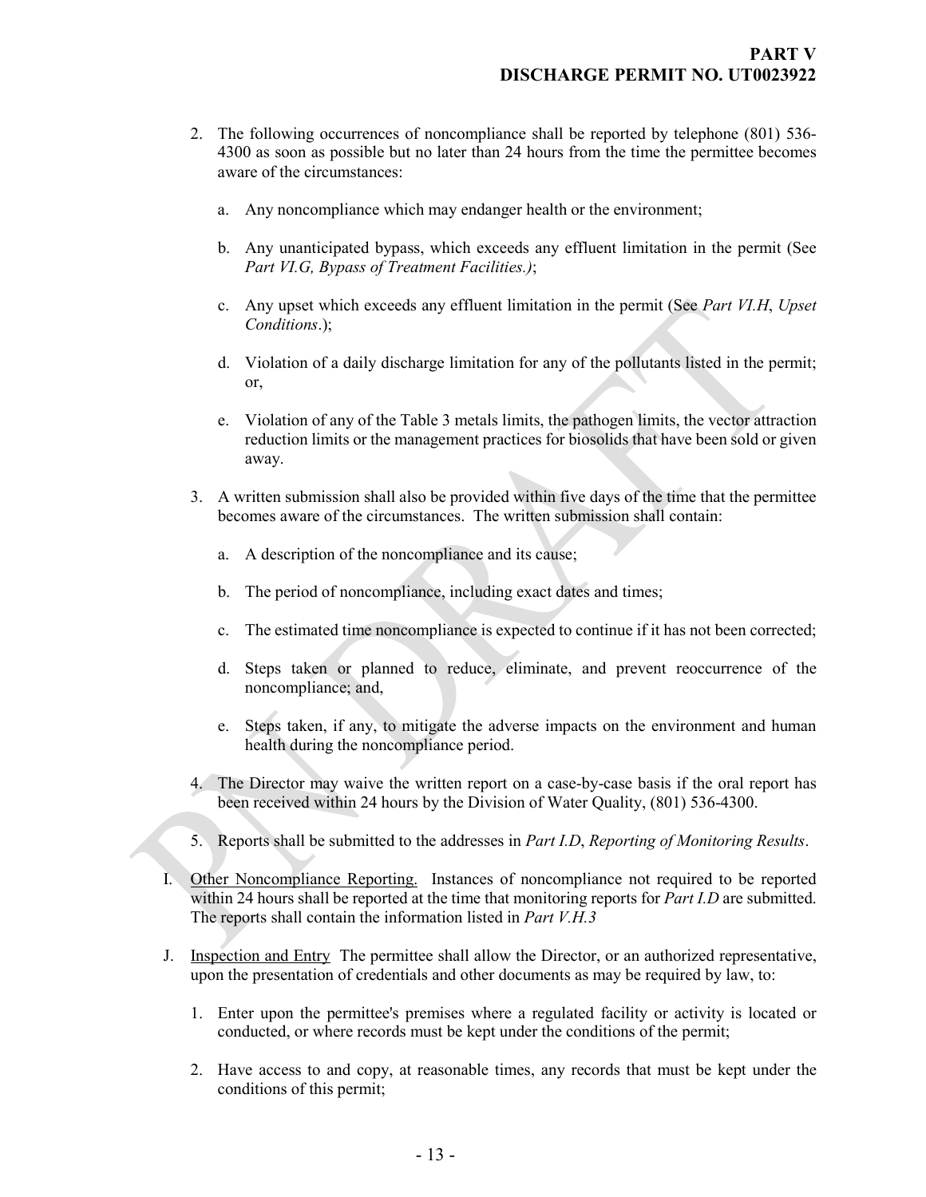2. The following occurrences of noncompliance shall be reported by telephone (801) 536-4300 as soon as possible but no later than 24 hours from the time the permittee becomes aware of the circumstances:

   a. Any noncompliance which may endanger health or the environment;

   b. Any unanticipated bypass, which exceeds any effluent limitation in the permit (See *Part VI.G, Bypass of Treatment Facilities.)*;

   c. Any upset which exceeds any effluent limitation in the permit (See *Part VI.H*, *Upset Conditions*.);

   d. Violation of a daily discharge limitation for any of the pollutants listed in the permit; or,

   e. Violation of any of the Table 3 metals limits, the pathogen limits, the vector attraction reduction limits or the management practices for biosolids that have been sold or given away.

3. A written submission shall also be provided within five days of the time that the permittee becomes aware of the circumstances. The written submission shall contain:

   a. A description of the noncompliance and its cause;

   b. The period of noncompliance, including exact dates and times;

   c. The estimated time noncompliance is expected to continue if it has not been corrected;

   d. Steps taken or planned to reduce, eliminate, and prevent reoccurrence of the noncompliance; and,

   e. Steps taken, if any, to mitigate the adverse impacts on the environment and human health during the noncompliance period.

4. The Director may waive the written report on a case-by-case basis if the oral report has been received within 24 hours by the Division of Water Quality, (801) 536-4300.

5. Reports shall be submitted to the addresses in *Part I.D*, *Reporting of Monitoring Results*.

I. Other Noncompliance Reporting. Instances of noncompliance not required to be reported within 24 hours shall be reported at the time that monitoring reports for *Part I.D* are submitted. The reports shall contain the information listed in *Part V.H.3*

J. Inspection and Entry The permittee shall allow the Director, or an authorized representative, upon the presentation of credentials and other documents as may be required by law, to:

   1. Enter upon the permittee's premises where a regulated facility or activity is located or conducted, or where records must be kept under the conditions of the permit;

   2. Have access to and copy, at reasonable times, any records that must be kept under the conditions of this permit;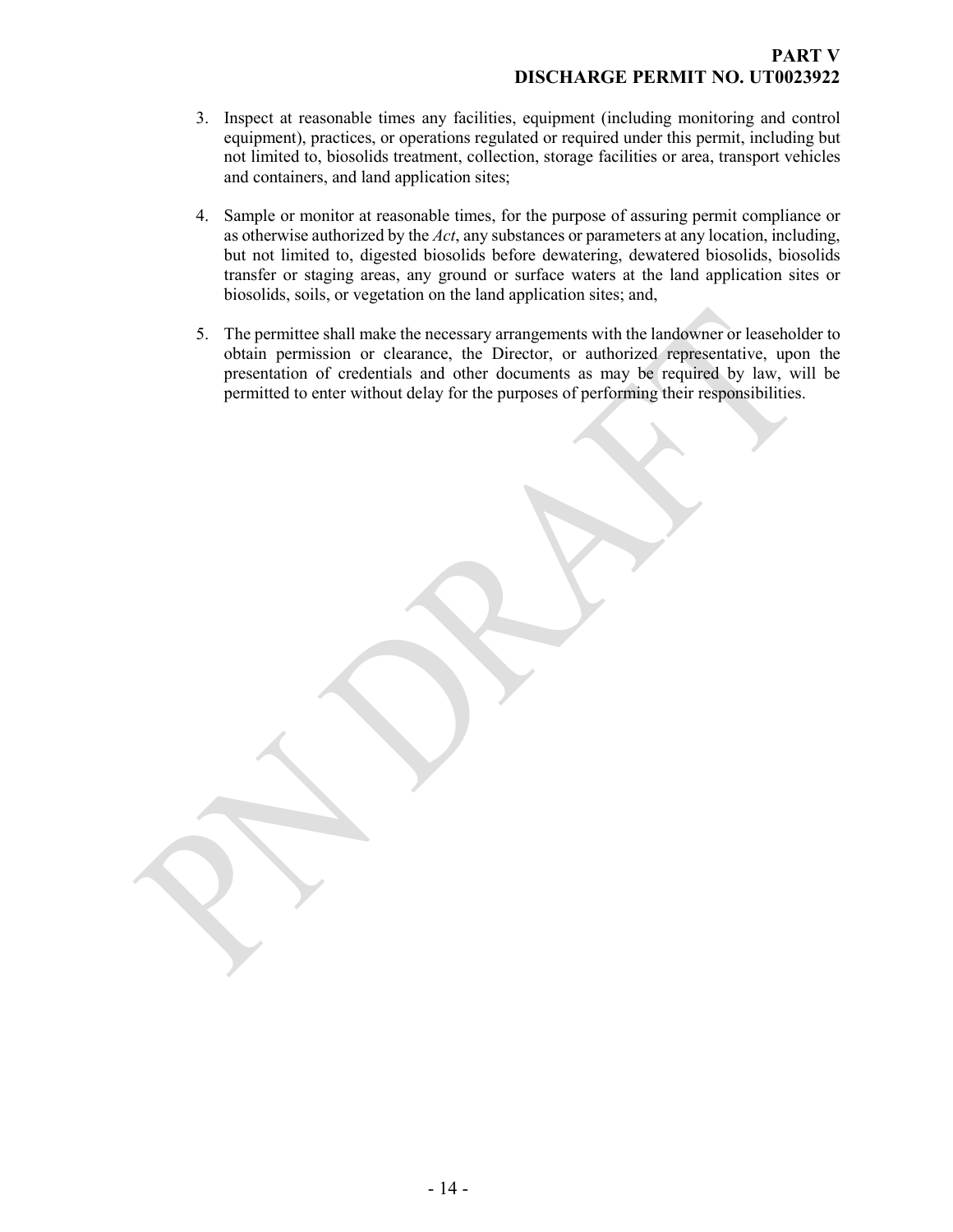3. Inspect at reasonable times any facilities, equipment (including monitoring and control equipment), practices, or operations regulated or required under this permit, including but not limited to, biosolids treatment, collection, storage facilities or area, transport vehicles and containers, and land application sites;

4. Sample or monitor at reasonable times, for the purpose of assuring permit compliance or as otherwise authorized by the *Act*, any substances or parameters at any location, including, but not limited to, digested biosolids before dewatering, dewatered biosolids, biosolids transfer or staging areas, any ground or surface waters at the land application sites or biosolids, soils, or vegetation on the land application sites; and,

5. The permittee shall make the necessary arrangements with the landowner or leaseholder to obtain permission or clearance, the Director, or authorized representative, upon the presentation of credentials and other documents as may be required by law, will be permitted to enter without delay for the purposes of performing their responsibilities.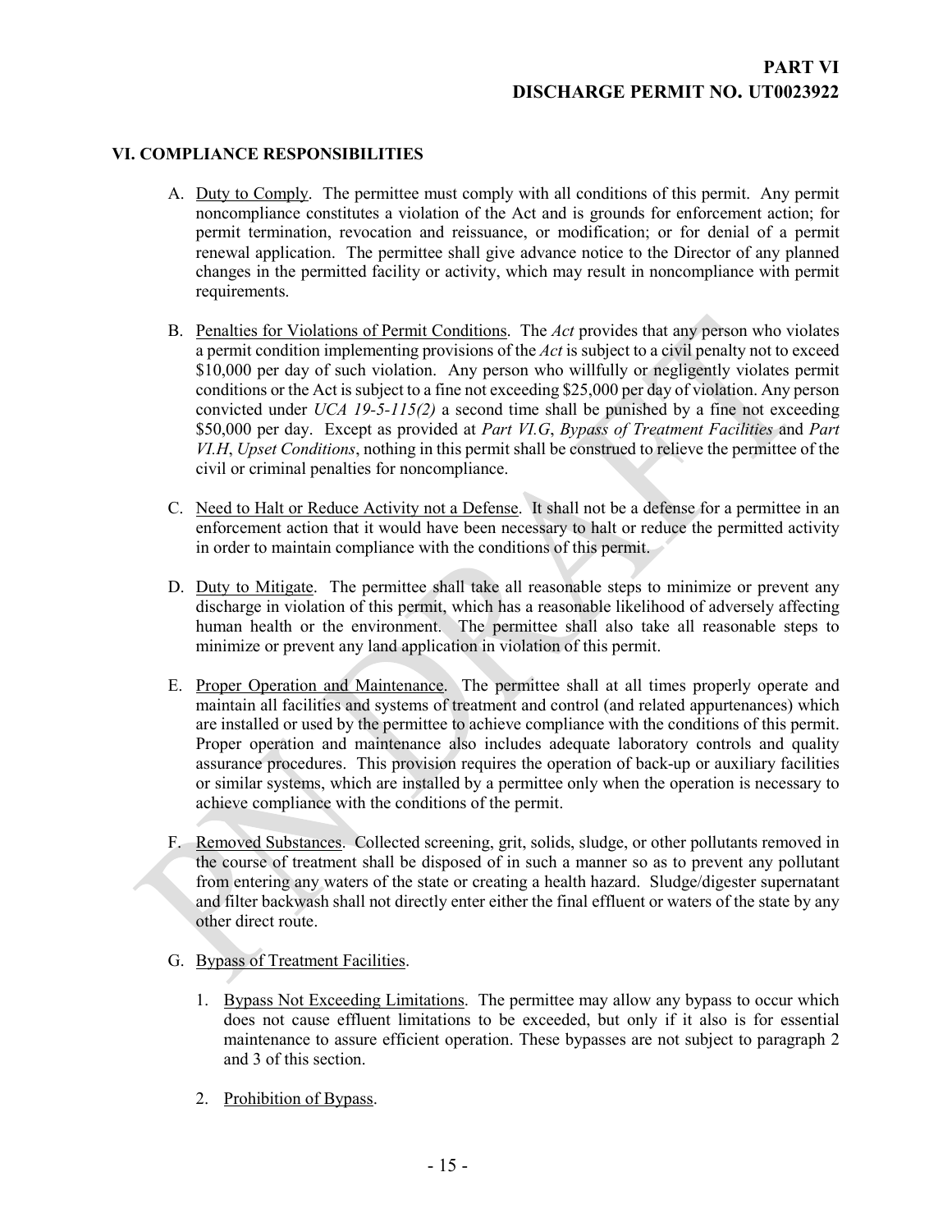**PART VI**
**DISCHARGE PERMIT NO. UT0023922**

## VI. COMPLIANCE RESPONSIBILITIES

A. Duty to Comply. The permittee must comply with all conditions of this permit. Any permit noncompliance constitutes a violation of the Act and is grounds for enforcement action; for permit termination, revocation and reissuance, or modification; or for denial of a permit renewal application. The permittee shall give advance notice to the Director of any planned changes in the permitted facility or activity, which may result in noncompliance with permit requirements.

B. Penalties for Violations of Permit Conditions. The *Act* provides that any person who violates a permit condition implementing provisions of the *Act* is subject to a civil penalty not to exceed $10,000 per day of such violation. Any person who willfully or negligently violates permit conditions or the Act is subject to a fine not exceeding $25,000 per day of violation. Any person convicted under *UCA 19-5-115(2)* a second time shall be punished by a fine not exceeding $50,000 per day. Except as provided at *Part VI.G*, *Bypass of Treatment Facilities* and *Part VI.H*, *Upset Conditions*, nothing in this permit shall be construed to relieve the permittee of the civil or criminal penalties for noncompliance.

C. Need to Halt or Reduce Activity not a Defense. It shall not be a defense for a permittee in an enforcement action that it would have been necessary to halt or reduce the permitted activity in order to maintain compliance with the conditions of this permit.

D. Duty to Mitigate. The permittee shall take all reasonable steps to minimize or prevent any discharge in violation of this permit, which has a reasonable likelihood of adversely affecting human health or the environment. The permittee shall also take all reasonable steps to minimize or prevent any land application in violation of this permit.

E. Proper Operation and Maintenance. The permittee shall at all times properly operate and maintain all facilities and systems of treatment and control (and related appurtenances) which are installed or used by the permittee to achieve compliance with the conditions of this permit. Proper operation and maintenance also includes adequate laboratory controls and quality assurance procedures. This provision requires the operation of back-up or auxiliary facilities or similar systems, which are installed by a permittee only when the operation is necessary to achieve compliance with the conditions of the permit.

F. Removed Substances. Collected screening, grit, solids, sludge, or other pollutants removed in the course of treatment shall be disposed of in such a manner so as to prevent any pollutant from entering any waters of the state or creating a health hazard. Sludge/digester supernatant and filter backwash shall not directly enter either the final effluent or waters of the state by any other direct route.

G. Bypass of Treatment Facilities.

1. Bypass Not Exceeding Limitations. The permittee may allow any bypass to occur which does not cause effluent limitations to be exceeded, but only if it also is for essential maintenance to assure efficient operation. These bypasses are not subject to paragraph 2 and 3 of this section.

2. Prohibition of Bypass.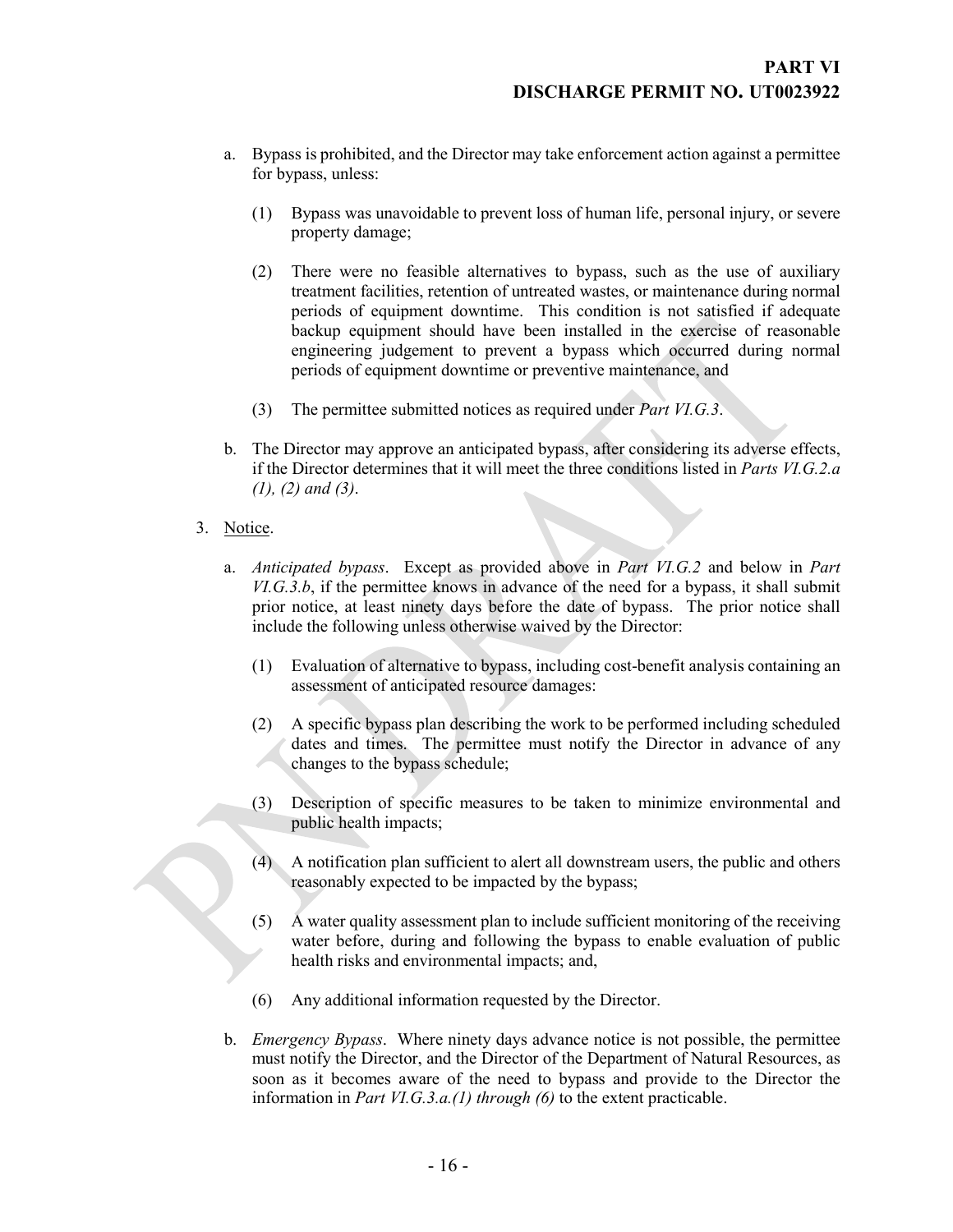a. Bypass is prohibited, and the Director may take enforcement action against a permittee for bypass, unless:

   (1) Bypass was unavoidable to prevent loss of human life, personal injury, or severe property damage;

   (2) There were no feasible alternatives to bypass, such as the use of auxiliary treatment facilities, retention of untreated wastes, or maintenance during normal periods of equipment downtime. This condition is not satisfied if adequate backup equipment should have been installed in the exercise of reasonable engineering judgement to prevent a bypass which occurred during normal periods of equipment downtime or preventive maintenance, and

   (3) The permittee submitted notices as required under *Part VI.G.3*.

b. The Director may approve an anticipated bypass, after considering its adverse effects, if the Director determines that it will meet the three conditions listed in *Parts VI.G.2.a (1), (2) and (3)*.

3. Notice.

   a. *Anticipated bypass*. Except as provided above in *Part VI.G.2* and below in *Part VI.G.3.b*, if the permittee knows in advance of the need for a bypass, it shall submit prior notice, at least ninety days before the date of bypass. The prior notice shall include the following unless otherwise waived by the Director:

      (1) Evaluation of alternative to bypass, including cost-benefit analysis containing an assessment of anticipated resource damages:

      (2) A specific bypass plan describing the work to be performed including scheduled dates and times. The permittee must notify the Director in advance of any changes to the bypass schedule;

      (3) Description of specific measures to be taken to minimize environmental and public health impacts;

      (4) A notification plan sufficient to alert all downstream users, the public and others reasonably expected to be impacted by the bypass;

      (5) A water quality assessment plan to include sufficient monitoring of the receiving water before, during and following the bypass to enable evaluation of public health risks and environmental impacts; and,

      (6) Any additional information requested by the Director.

   b. *Emergency Bypass*. Where ninety days advance notice is not possible, the permittee must notify the Director, and the Director of the Department of Natural Resources, as soon as it becomes aware of the need to bypass and provide to the Director the information in *Part VI.G.3.a.(1) through (6)* to the extent practicable.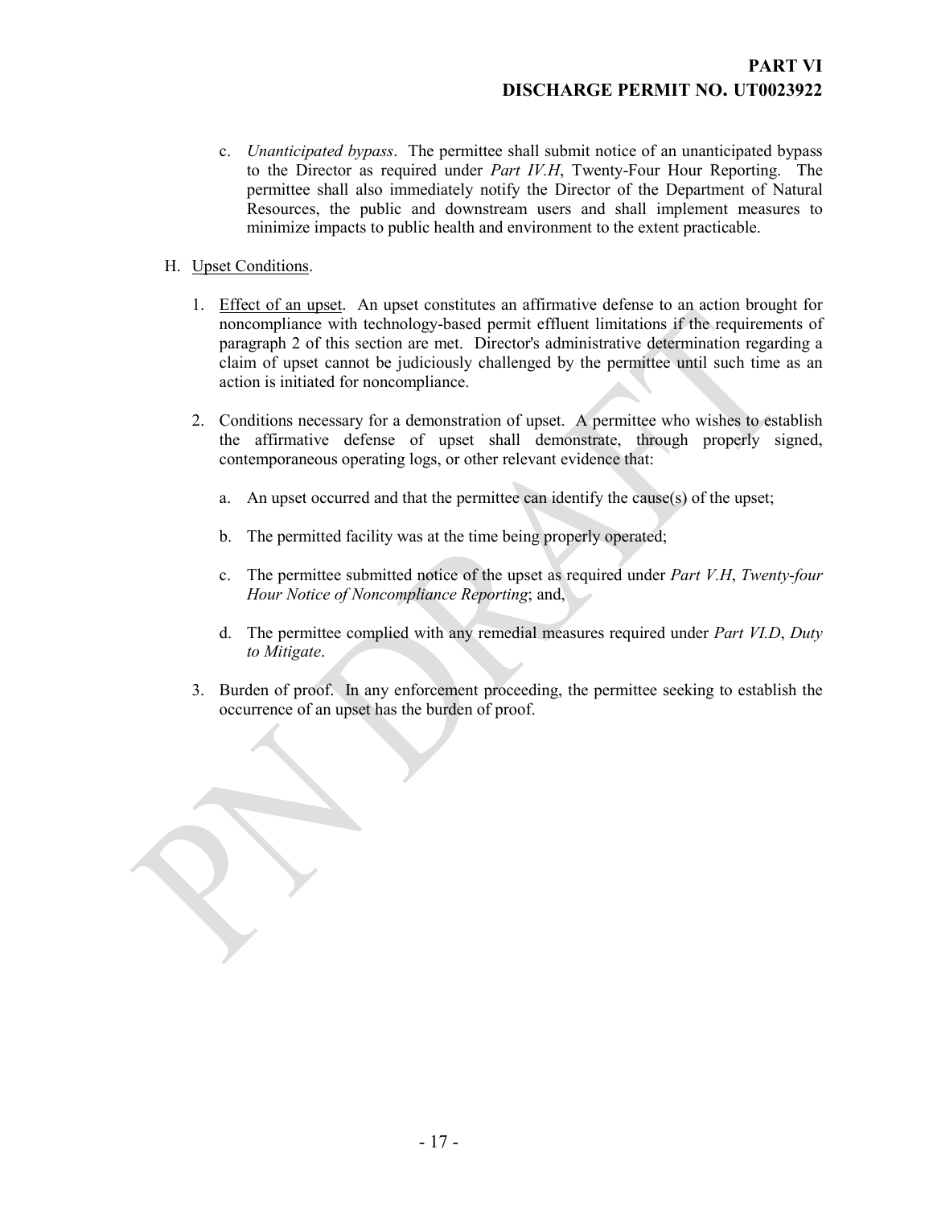c. *Unanticipated bypass*. The permittee shall submit notice of an unanticipated bypass to the Director as required under *Part IV.H*, Twenty-Four Hour Reporting. The permittee shall also immediately notify the Director of the Department of Natural Resources, the public and downstream users and shall implement measures to minimize impacts to public health and environment to the extent practicable.

H. Upset Conditions.

1. Effect of an upset. An upset constitutes an affirmative defense to an action brought for noncompliance with technology-based permit effluent limitations if the requirements of paragraph 2 of this section are met. Director's administrative determination regarding a claim of upset cannot be judiciously challenged by the permittee until such time as an action is initiated for noncompliance.

2. Conditions necessary for a demonstration of upset. A permittee who wishes to establish the affirmative defense of upset shall demonstrate, through properly signed, contemporaneous operating logs, or other relevant evidence that:

   a. An upset occurred and that the permittee can identify the cause(s) of the upset;

   b. The permitted facility was at the time being properly operated;

   c. The permittee submitted notice of the upset as required under *Part V.H*, *Twenty-four Hour Notice of Noncompliance Reporting*; and,

   d. The permittee complied with any remedial measures required under *Part VI.D*, *Duty to Mitigate*.

3. Burden of proof. In any enforcement proceeding, the permittee seeking to establish the occurrence of an upset has the burden of proof.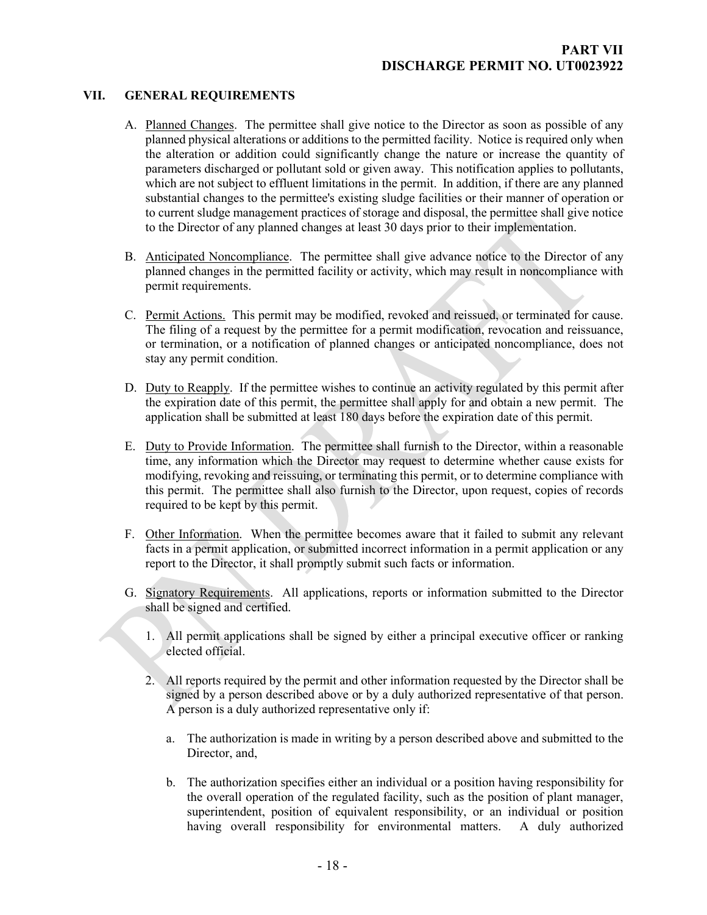## VII. GENERAL REQUIREMENTS

A. Planned Changes. The permittee shall give notice to the Director as soon as possible of any planned physical alterations or additions to the permitted facility. Notice is required only when the alteration or addition could significantly change the nature or increase the quantity of parameters discharged or pollutant sold or given away. This notification applies to pollutants, which are not subject to effluent limitations in the permit. In addition, if there are any planned substantial changes to the permittee's existing sludge facilities or their manner of operation or to current sludge management practices of storage and disposal, the permittee shall give notice to the Director of any planned changes at least 30 days prior to their implementation.

B. Anticipated Noncompliance. The permittee shall give advance notice to the Director of any planned changes in the permitted facility or activity, which may result in noncompliance with permit requirements.

C. Permit Actions. This permit may be modified, revoked and reissued, or terminated for cause. The filing of a request by the permittee for a permit modification, revocation and reissuance, or termination, or a notification of planned changes or anticipated noncompliance, does not stay any permit condition.

D. Duty to Reapply. If the permittee wishes to continue an activity regulated by this permit after the expiration date of this permit, the permittee shall apply for and obtain a new permit. The application shall be submitted at least 180 days before the expiration date of this permit.

E. Duty to Provide Information. The permittee shall furnish to the Director, within a reasonable time, any information which the Director may request to determine whether cause exists for modifying, revoking and reissuing, or terminating this permit, or to determine compliance with this permit. The permittee shall also furnish to the Director, upon request, copies of records required to be kept by this permit.

F. Other Information. When the permittee becomes aware that it failed to submit any relevant facts in a permit application, or submitted incorrect information in a permit application or any report to the Director, it shall promptly submit such facts or information.

G. Signatory Requirements. All applications, reports or information submitted to the Director shall be signed and certified.

1. All permit applications shall be signed by either a principal executive officer or ranking elected official.

2. All reports required by the permit and other information requested by the Director shall be signed by a person described above or by a duly authorized representative of that person. A person is a duly authorized representative only if:

   a. The authorization is made in writing by a person described above and submitted to the Director, and,

   b. The authorization specifies either an individual or a position having responsibility for the overall operation of the regulated facility, such as the position of plant manager, superintendent, position of equivalent responsibility, or an individual or position having overall responsibility for environmental matters. A duly authorized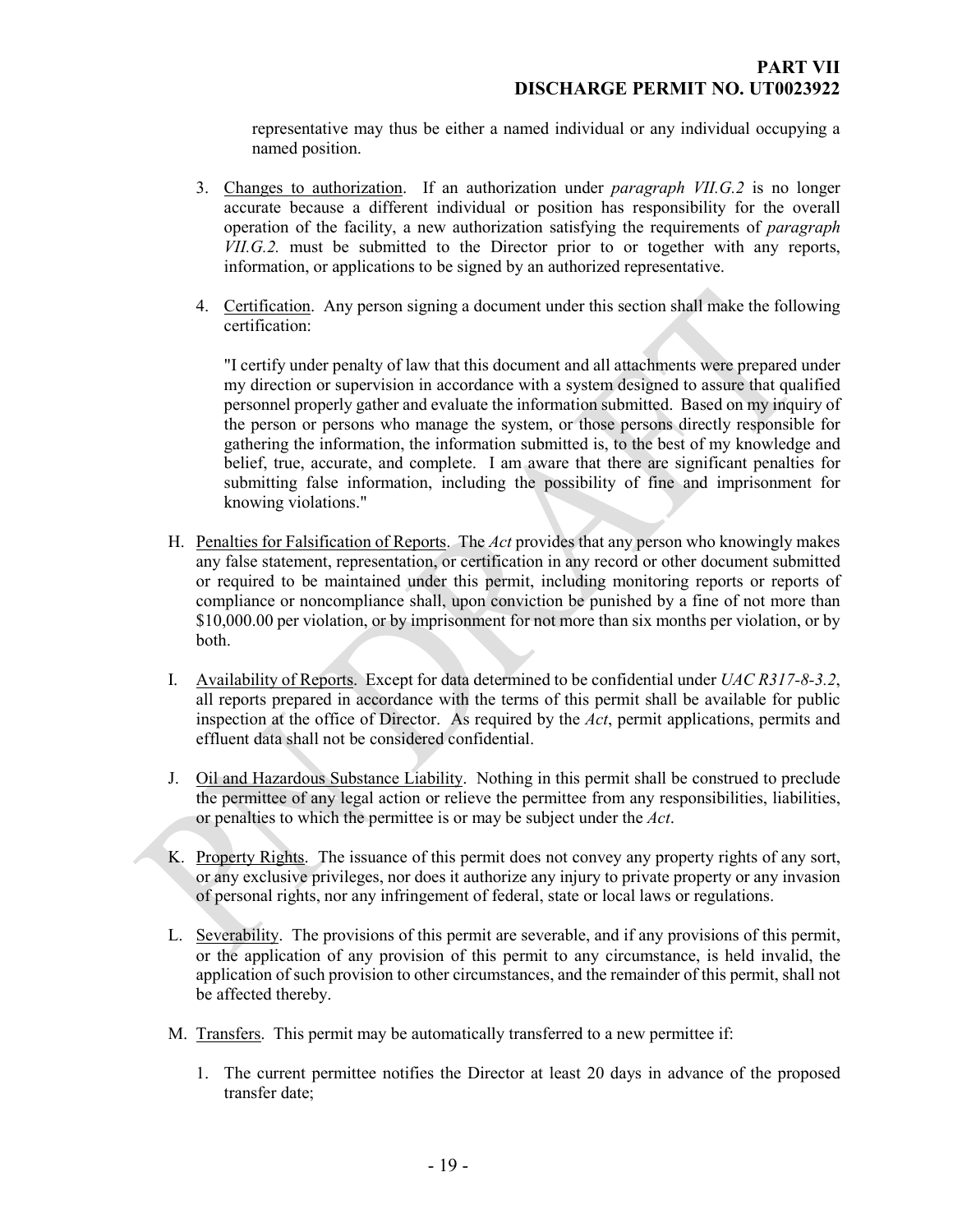representative may thus be either a named individual or any individual occupying a named position.

3. Changes to authorization. If an authorization under *paragraph VII.G.2* is no longer accurate because a different individual or position has responsibility for the overall operation of the facility, a new authorization satisfying the requirements of *paragraph VII.G.2.* must be submitted to the Director prior to or together with any reports, information, or applications to be signed by an authorized representative.

4. Certification. Any person signing a document under this section shall make the following certification:

   "I certify under penalty of law that this document and all attachments were prepared under my direction or supervision in accordance with a system designed to assure that qualified personnel properly gather and evaluate the information submitted. Based on my inquiry of the person or persons who manage the system, or those persons directly responsible for gathering the information, the information submitted is, to the best of my knowledge and belief, true, accurate, and complete. I am aware that there are significant penalties for submitting false information, including the possibility of fine and imprisonment for knowing violations."

H. Penalties for Falsification of Reports. The *Act* provides that any person who knowingly makes any false statement, representation, or certification in any record or other document submitted or required to be maintained under this permit, including monitoring reports or reports of compliance or noncompliance shall, upon conviction be punished by a fine of not more than $10,000.00 per violation, or by imprisonment for not more than six months per violation, or by both.

I. Availability of Reports. Except for data determined to be confidential under *UAC R317-8-3.2*, all reports prepared in accordance with the terms of this permit shall be available for public inspection at the office of Director. As required by the *Act*, permit applications, permits and effluent data shall not be considered confidential.

J. Oil and Hazardous Substance Liability. Nothing in this permit shall be construed to preclude the permittee of any legal action or relieve the permittee from any responsibilities, liabilities, or penalties to which the permittee is or may be subject under the *Act*.

K. Property Rights. The issuance of this permit does not convey any property rights of any sort, or any exclusive privileges, nor does it authorize any injury to private property or any invasion of personal rights, nor any infringement of federal, state or local laws or regulations.

L. Severability. The provisions of this permit are severable, and if any provisions of this permit, or the application of any provision of this permit to any circumstance, is held invalid, the application of such provision to other circumstances, and the remainder of this permit, shall not be affected thereby.

M. Transfers. This permit may be automatically transferred to a new permittee if:

1. The current permittee notifies the Director at least 20 days in advance of the proposed transfer date;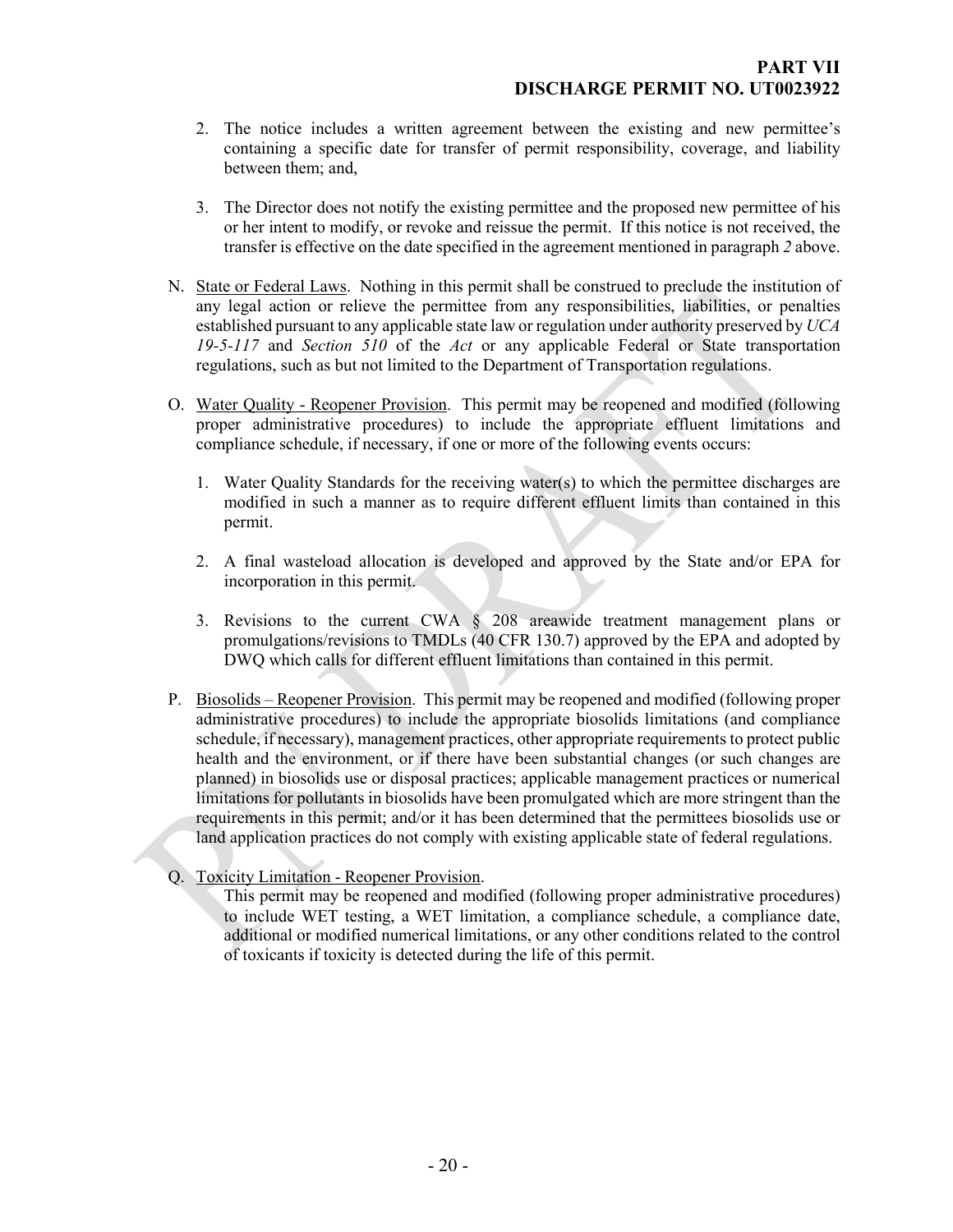2. The notice includes a written agreement between the existing and new permittee's containing a specific date for transfer of permit responsibility, coverage, and liability between them; and,

3. The Director does not notify the existing permittee and the proposed new permittee of his or her intent to modify, or revoke and reissue the permit. If this notice is not received, the transfer is effective on the date specified in the agreement mentioned in paragraph *2* above.

N. State or Federal Laws. Nothing in this permit shall be construed to preclude the institution of any legal action or relieve the permittee from any responsibilities, liabilities, or penalties established pursuant to any applicable state law or regulation under authority preserved by *UCA 19-5-117* and *Section 510* of the *Act* or any applicable Federal or State transportation regulations, such as but not limited to the Department of Transportation regulations.

O. Water Quality - Reopener Provision. This permit may be reopened and modified (following proper administrative procedures) to include the appropriate effluent limitations and compliance schedule, if necessary, if one or more of the following events occurs:

1. Water Quality Standards for the receiving water(s) to which the permittee discharges are modified in such a manner as to require different effluent limits than contained in this permit.

2. A final wasteload allocation is developed and approved by the State and/or EPA for incorporation in this permit.

3. Revisions to the current CWA § 208 areawide treatment management plans or promulgations/revisions to TMDLs (40 CFR 130.7) approved by the EPA and adopted by DWQ which calls for different effluent limitations than contained in this permit.

P. Biosolids – Reopener Provision. This permit may be reopened and modified (following proper administrative procedures) to include the appropriate biosolids limitations (and compliance schedule, if necessary), management practices, other appropriate requirements to protect public health and the environment, or if there have been substantial changes (or such changes are planned) in biosolids use or disposal practices; applicable management practices or numerical limitations for pollutants in biosolids have been promulgated which are more stringent than the requirements in this permit; and/or it has been determined that the permittees biosolids use or land application practices do not comply with existing applicable state of federal regulations.

Q. Toxicity Limitation - Reopener Provision.
This permit may be reopened and modified (following proper administrative procedures) to include WET testing, a WET limitation, a compliance schedule, a compliance date, additional or modified numerical limitations, or any other conditions related to the control of toxicants if toxicity is detected during the life of this permit.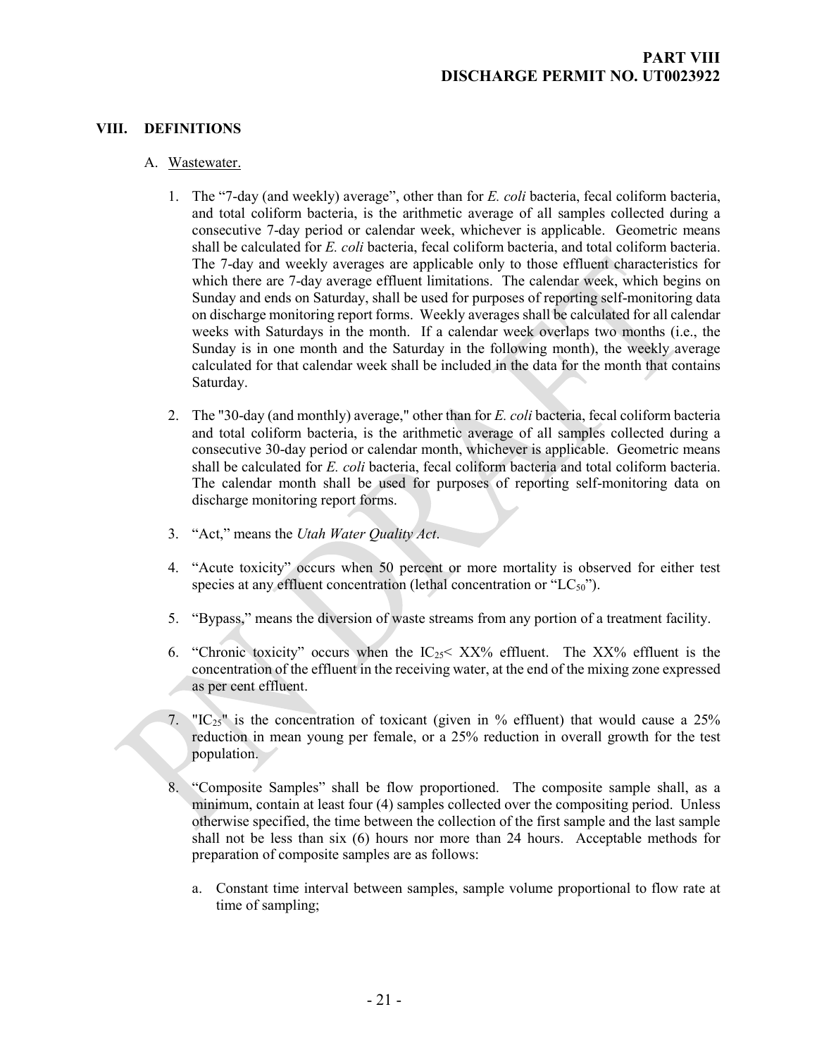# VIII. DEFINITIONS

## A. Wastewater.

1. The "7-day (and weekly) average", other than for *E. coli* bacteria, fecal coliform bacteria, and total coliform bacteria, is the arithmetic average of all samples collected during a consecutive 7-day period or calendar week, whichever is applicable. Geometric means shall be calculated for *E. coli* bacteria, fecal coliform bacteria, and total coliform bacteria. The 7-day and weekly averages are applicable only to those effluent characteristics for which there are 7-day average effluent limitations. The calendar week, which begins on Sunday and ends on Saturday, shall be used for purposes of reporting self-monitoring data on discharge monitoring report forms. Weekly averages shall be calculated for all calendar weeks with Saturdays in the month. If a calendar week overlaps two months (i.e., the Sunday is in one month and the Saturday in the following month), the weekly average calculated for that calendar week shall be included in the data for the month that contains Saturday.

2. The "30-day (and monthly) average," other than for *E. coli* bacteria, fecal coliform bacteria and total coliform bacteria, is the arithmetic average of all samples collected during a consecutive 30-day period or calendar month, whichever is applicable. Geometric means shall be calculated for *E. coli* bacteria, fecal coliform bacteria and total coliform bacteria. The calendar month shall be used for purposes of reporting self-monitoring data on discharge monitoring report forms.

3. "Act," means the *Utah Water Quality Act*.

4. "Acute toxicity" occurs when 50 percent or more mortality is observed for either test species at any effluent concentration (lethal concentration or "$LC_{50}$").

5. "Bypass," means the diversion of waste streams from any portion of a treatment facility.

6. "Chronic toxicity" occurs when the $IC_{25} <$ XX% effluent. The XX% effluent is the concentration of the effluent in the receiving water, at the end of the mixing zone expressed as per cent effluent.

7. "$IC_{25}$" is the concentration of toxicant (given in % effluent) that would cause a 25% reduction in mean young per female, or a 25% reduction in overall growth for the test population.

8. "Composite Samples" shall be flow proportioned. The composite sample shall, as a minimum, contain at least four (4) samples collected over the compositing period. Unless otherwise specified, the time between the collection of the first sample and the last sample shall not be less than six (6) hours nor more than 24 hours. Acceptable methods for preparation of composite samples are as follows:

   a. Constant time interval between samples, sample volume proportional to flow rate at time of sampling;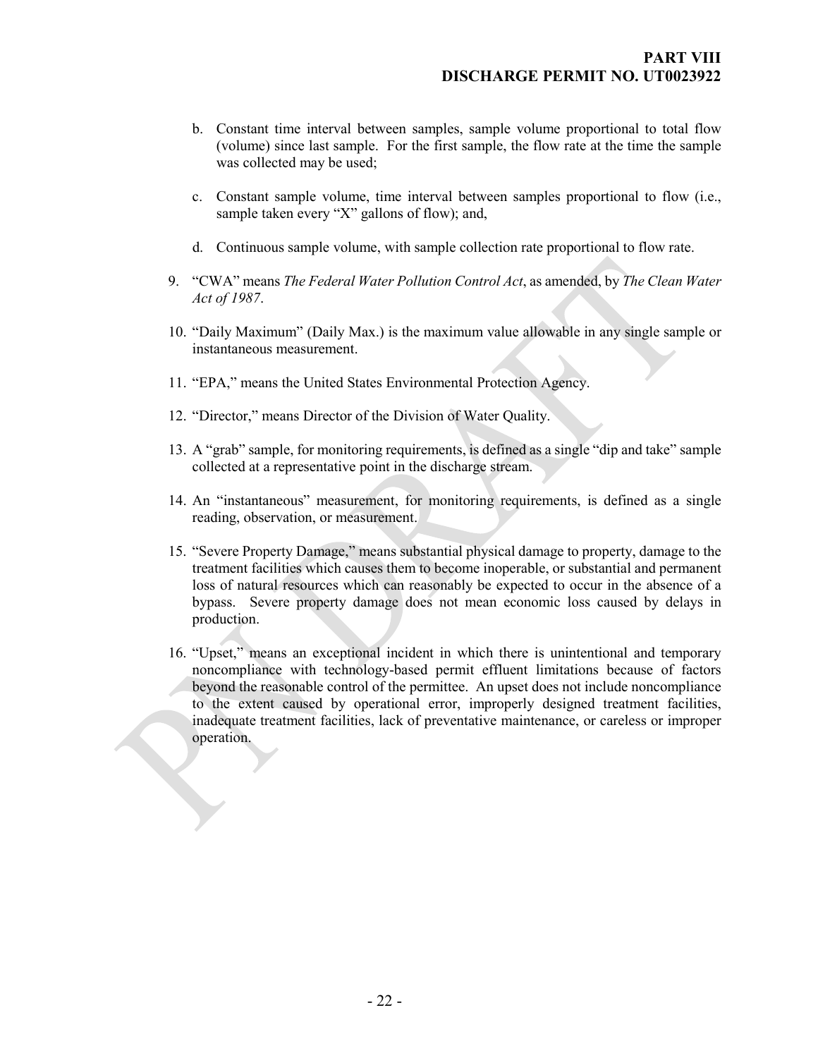b. Constant time interval between samples, sample volume proportional to total flow (volume) since last sample. For the first sample, the flow rate at the time the sample was collected may be used;

c. Constant sample volume, time interval between samples proportional to flow (i.e., sample taken every "X" gallons of flow); and,

d. Continuous sample volume, with sample collection rate proportional to flow rate.

9. "CWA" means *The Federal Water Pollution Control Act*, as amended, by *The Clean Water Act of 1987*.

10. "Daily Maximum" (Daily Max.) is the maximum value allowable in any single sample or instantaneous measurement.

11. "EPA," means the United States Environmental Protection Agency.

12. "Director," means Director of the Division of Water Quality.

13. A "grab" sample, for monitoring requirements, is defined as a single "dip and take" sample collected at a representative point in the discharge stream.

14. An "instantaneous" measurement, for monitoring requirements, is defined as a single reading, observation, or measurement.

15. "Severe Property Damage," means substantial physical damage to property, damage to the treatment facilities which causes them to become inoperable, or substantial and permanent loss of natural resources which can reasonably be expected to occur in the absence of a bypass. Severe property damage does not mean economic loss caused by delays in production.

16. "Upset," means an exceptional incident in which there is unintentional and temporary noncompliance with technology-based permit effluent limitations because of factors beyond the reasonable control of the permittee. An upset does not include noncompliance to the extent caused by operational error, improperly designed treatment facilities, inadequate treatment facilities, lack of preventative maintenance, or careless or improper operation.